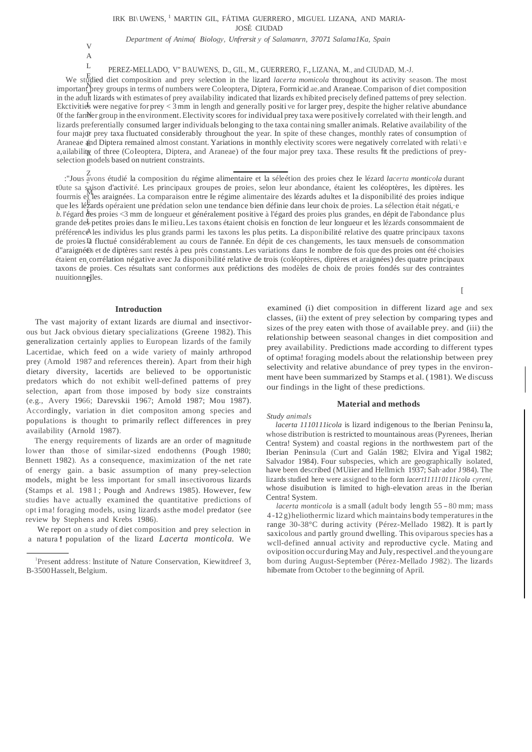IRK BI\UWENS, [1] MARTIN GIL, FÁTIMA GUERRERO , MIGUEL LIZANA, AND MARIA-JOSÉ CIUDAD

*Department of Anima( Biology, Unfrersit y of Salamanrn, 37071 Salama1Ka, Spain*

PEREZ-MELLADO, V" BAUWENS, D., GIL, M., GUERRERO, F., LIZANA, M., and CIUDAD, M.-J.

We studied diet composition and prey selection in the lizard *lacerta momicola* throughout its activity season. The most important prey groups in terms of numbers were Coleoptera, Diptera, Forrnicidae.and Araneae. Comparison of diet composition in the adult lizards with estimates of prey availability indicated that lizards exhibited precisely defined pattems of prey selection. Ekctivities were negative for prey < 3 mm in length and generally positive for larger prey, despite the higher relative abundance 0f the farmer group in the environment. Electivity scores for individual prey taxa were positively correlated with their length. and lizards preferentially consumed larger individuals belonging to the taxa containing smaller animals. Relative availability of the four major prey taxa fluctuated considerably throughout the year. In spite of these changes, monthly rates of consumption of Araneae and Diptera remained almost constant. Yariations in monthly electivity scores were negatively correlated with relati\e a,ailability of three (Coleoptera, Diptera, and Araneae) of the four major prey taxa. These results fit the predictions of prey-selection models based on nutrient constraints.

:"Jous avons étudié la composition du régime alimentaire et la séleétion des proies chez Ie lézard *lacerta monticola* durant t0ute sa saison d'activité. Les principaux groupes de proies, selon leur abondance, étaient les coléoptères, les diptères. les fourmis et les araignées. La comparaison entre le régime alimentaire des lézards adultes et la disponibilité des proies indique que les lézards opéraient une prédation selon une tendance bien définie dans leur choix de proies. La sélection était négati,e *b*. l'égard des proies <3 mm de longueur et généralement positive à l'égard des proies plus grandes, en dépit de l'abondance plus grande des petites proies dans Ie milieu. Les taxons étaient choisis en fonction de leur longueur et les lézards consommaient de préférence les individus les plus grands parmi les taxons les plus petits. La disponibilité relative des quatre principaux taxons de proies a fluctué considérablement au cours de l'année. En dépit de ces changements, les taux mensuels de consommation d"araignées et de diptères sant restés à peu près constants. Les variations dans Ie nombre de fois que des proies ont été choisies étaient en corrélation négative avec Ja disponibilité relative de trois (coléoptères, diptères et araignées) des quatre principaux taxons de proies. Ces résultats sant conforrnes aux prédictions des modèles de choix de proies fondés sur des contraintes nuuitionnelles.

## Introduction

The vast majority of extant lizards are diurnal and insectivorous but Jack obvious dietary specializations (Greene 1982). This generalization certainly applies to European lizards of the family Lacertidae, which feed on a wide variety of mainly arthropod prey (Arnold 1987 and references therein). Apart from their high dietary diversity, lacertids are believed to be opportunistic predators which do not exhibit well-defined patterns of prey selection, apart from those imposed by body size constraints (e.g., Avery 1966; Darevskii 1967; Arnold 1987; Mou 1987). Accordingly, variation in diet compositon among species and populations is thought to primarily reflect differences in prey availability (Arnold 1987).

The energy requirements of lizards are an order of magnitude lower than those of similar-sized endothenns (Pough 1980; Bennett 1982). As a consequence, maximization of the net rate of energy gain. a basic assumption of many prey-selection models, might be less important for small insectivorous lizards (Stamps et al. 198 l ; Pough and Andrews 1985). However, few studies have actually examined the quantitative predictions of optima! foraging models, using lizards asthe model predator (see review by Stephens and Krebs 1986).

We report on a study of diet composition and prey selection in a natura ! population of the lizard *Lacerta monticola.* We examined (i) diet composition in different lizard age and sex classes, (ii) the extent of prey selection by comparing types and sizes of the prey eaten with those of available prey. and (iii) the relationship between seasonal changes in diet composition and prey availability. Predictions made according to different types of optima! foraging models about the relationship between prey selectivity and relative abundance of prey types in the environment have been summarized by Stamps et al. (1981). We discuss our findings in the light of these predictions.

## Material and methods

### *Study animals*

*lacerta 1110111icola* is lizard indigenous to the lberian Peninsula, whose distribution is restricted to mountainous areas (Pyrenees, lherian Centra! System) and coastal regions in the northwestem part of the Iberian Peninsula (Curt and Galán 1982; Elvira and Yigal 1982; Salvador 1984). Four subspecies, which are geographically isolated, have been described (MUiier and Hellmich 1937; Sah·ador J984). The lizards studied here were assigned to the form *lacert111110111icola cyreni,* whose disuibution is limited to high-elevation areas in the Iberian Centra! System.

*lacerta monticola* is a small (adult body length 55 – 80 mm; mass 4 -12 g) heliotherrnic lizard which maintains body temperatures in the range 30-38°C during activity (Pérez-Mellado 1982). It is partly saxicolous and partly ground dwelling. This oviparous species has a wcll-defined annual activity and reproductive cycle. Mating and oviposition occur during May and July, respectivel .and the young are bom during August-September (Pérez-Mellado J982). The lizards hibemate from October to the beginning of April.

[1] Present address: lnstitute of Nature Conservation, Kiewitdreef 3, B-3500 Hasselt, Belgium.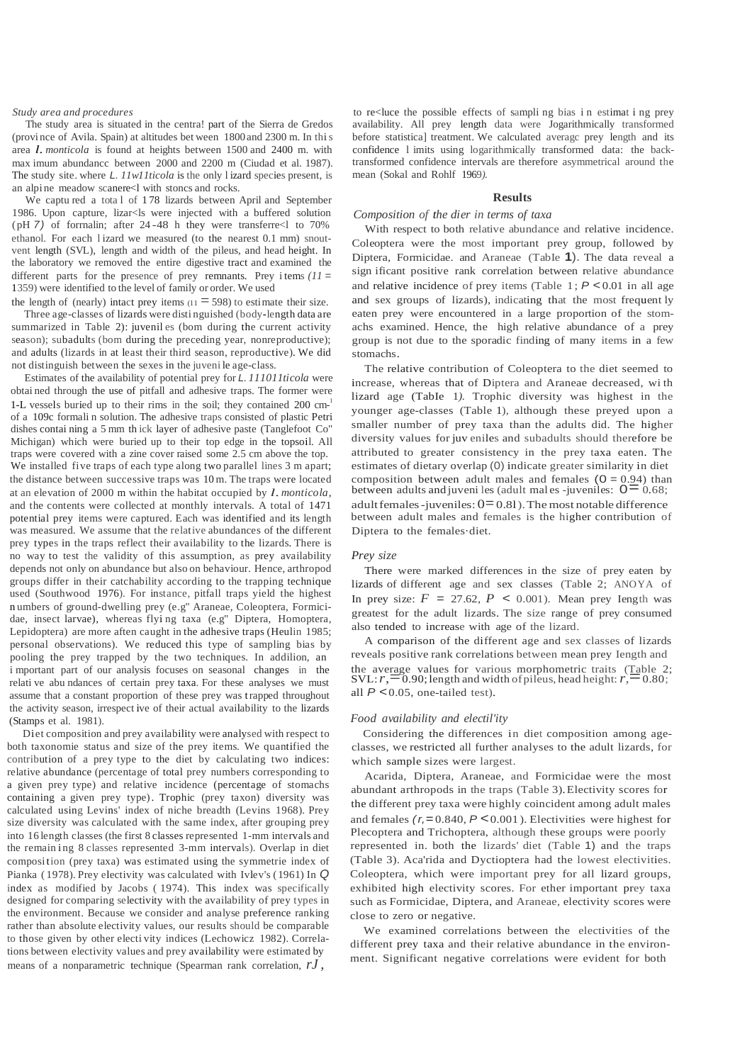*Study area and procedures*

The study area is situated in the central part of the Sierra de Gredos (province of Avila, Spain) at altitudes between 1800 and 2300 m. In this area *L. monticola* is found at heights between 1500 and 2400 m, with maximum abundance between 2000 and 2200 m (Ciudad et al. 1987). The study site, where *L. monticola* is the only lizard species present, is an alpine meadow scattered with stones and rocks.

We captured a total of 178 lizards between April and September 1986. Upon capture, lizards were injected with a buffered solution (pH 7) of formalin; after 24-48 h they were transferred to 70% ethanol. For each lizard we measured (to the nearest 0.1 mm) snout-vent length (SVL), length and width of the pileus, and head height. In the laboratory we removed the entire digestive tract and examined the different parts for the presence of prey remnants. Prey items ($n$ = 1359) were identified to the level of family or order. We used the length of (nearly) intact prey items ($n$ = 598) to estimate their size.

Three age-classes of lizards were distinguished (body-length data are summarized in Table 2): juveniles (born during the current activity season); subadults (born during the preceding year, nonreproductive); and adults (lizards in at least their third season, reproductive). We did not distinguish between the sexes in the juvenile age-class.

Estimates of the availability of potential prey for *L. monticola* were obtained through the use of pitfall and adhesive traps. The former were 1-L vessels buried up to their rims in the soil; they contained 200 cm[3] of a 10% formalin solution. The adhesive traps consisted of plastic Petri dishes containing a 5 mm thick layer of adhesive paste (Tanglefoot Co., Michigan) which were buried up to their top edge in the topsoil. All traps were covered with a zinc cover raised some 2.5 cm above the top. We installed five traps of each type along two parallel lines 3 m apart; the distance between successive traps was 10 m. The traps were located at an elevation of 2000 m within the habitat occupied by *L. monticola*, and the contents were collected at monthly intervals. A total of 1471 potential prey items were captured. Each was identified and its length was measured. We assume that the relative abundances of the different prey types in the traps reflect their availability to the lizards. There is no way to test the validity of this assumption, as prey availability depends not only on abundance but also on behaviour. Hence, arthropod groups differ in their catchability according to the trapping technique used (Southwood 1976). For instance, pitfall traps yield the highest numbers of ground-dwelling prey (e.g., Araneae, Coleoptera, Formicidae, insect larvae), whereas flying taxa (e.g., Diptera, Homoptera, Lepidoptera) are more often caught in the adhesive traps (Heulin 1985; personal observations). We reduced this type of sampling bias by pooling the prey trapped by the two techniques. In addition, an important part of our analysis focuses on seasonal changes in the relative abundances of certain prey taxa. For these analyses we must assume that a constant proportion of these prey was trapped throughout the activity season, irrespective of their actual availability to the lizards (Stamps et al. 1981).

Diet composition and prey availability were analysed with respect to both taxonomic status and size of the prey items. We quantified the contribution of a prey type to the diet by calculating two indices: relative abundance (percentage of total prey numbers corresponding to a given prey type) and relative incidence (percentage of stomachs containing a given prey type). Trophic (prey taxon) diversity was calculated using Levins' index of niche breadth (Levins 1968). Prey size diversity was calculated with the same index, after grouping prey into 16 length classes (the first 8 classes represented 1-mm intervals and the remaining 8 classes represented 3-mm intervals). Overlap in diet composition (prey taxa) was estimated using the symmetric index of Pianka (1978). Prey electivity was calculated with Ivlev's (1961) In $Q$ index as modified by Jacobs (1974). This index was specifically designed for comparing selectivity with the availability of prey types in the environment. Because we consider and analyse preference ranking rather than absolute electivity values, our results should be comparable to those given by other electivity indices (Lechowicz 1982). Correlations between electivity values and prey availability were estimated by means of a nonparametric technique (Spearman rank correlation, $r_s$), to reduce the possible effects of sampling bias in estimating prey availability. All prey length data were logarithmically transformed before statistical treatment. We calculated average prey length and its confidence limits using logarithmically transformed data: the back-transformed confidence intervals are therefore asymmetrical around the mean (Sokal and Rohlf 1969).

## Results

*Composition of the diet in terms of taxa*

With respect to both relative abundance and relative incidence, Coleoptera were the most important prey group, followed by Diptera, Formicidae, and Araneae (Table 1). The data reveal a significant positive rank correlation between relative abundance and relative incidence of prey items (Table 1; $P < 0.01$ in all age and sex groups of lizards), indicating that the most frequently eaten prey were encountered in a large proportion of the stomachs examined. Hence, the high relative abundance of a prey group is not due to the sporadic finding of many items in a few stomachs.

The relative contribution of Coleoptera to the diet seemed to increase, whereas that of Diptera and Araneae decreased, with lizard age (Table 1). Trophic diversity was highest in the younger age-classes (Table 1), although these preyed upon a smaller number of prey taxa than the adults did. The higher diversity values for juveniles and subadults should therefore be attributed to greater consistency in the prey taxa eaten. The estimates of dietary overlap (O) indicate greater similarity in diet composition between adult males and females (O = 0.94) than between adults and juveniles (adult males-juveniles: O = 0.68; adult females-juveniles: O = 0.81). The most notable difference between adult males and females is the higher contribution of Diptera to the females' diet.

*Prey size*

There were marked differences in the size of prey eaten by lizards of different age and sex classes (Table 2; ANOVA of In prey size: $F$ = 27.62, $P$ < 0.001). Mean prey length was greatest for the adult lizards. The size range of prey consumed also tended to increase with age of the lizard.

A comparison of the different age and sex classes of lizards reveals positive rank correlations between mean prey length and the average values for various morphometric traits (Table 2; SVL: $r_s$ = 0.90; length and width of pileus, head height: $r_s$ = 0.80; all $P$ < 0.05, one-tailed test).

*Food availability and electivity*

Considering the differences in diet composition among age-classes, we restricted all further analyses to the adult lizards, for which sample sizes were largest.

Acarida, Diptera, Araneae, and Formicidae were the most abundant arthropods in the traps (Table 3). Electivity scores for the different prey taxa were highly coincident among adult males and females ($r_s$ = 0.840, $P$ < 0.001). Electivities were highest for Plecoptera and Trichoptera, although these groups were poorly represented in both the lizards' diet (Table 1) and the traps (Table 3). Acarida and Dyctioptera had the lowest electivities. Coleoptera, which were important prey for all lizard groups, exhibited high electivity scores. For other important prey taxa such as Formicidae, Diptera, and Araneae, electivity scores were close to zero or negative.

We examined correlations between the electivities of the different prey taxa and their relative abundance in the environment. Significant negative correlations were evident for both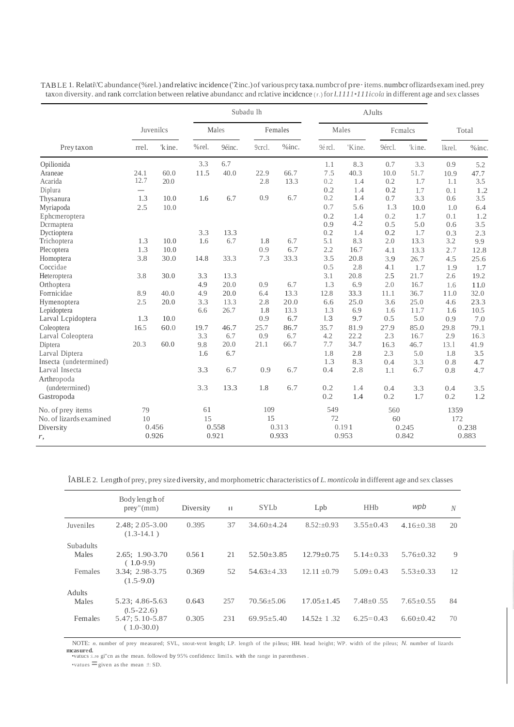TABLE 1. Relative abundance (%rel.) and relative incidence (%inc.) of various prey taxa. number of prey items. number of lizards examined. prey taxon diversity. and rank correlation between relative abundance and relative incidence ($r_s$) for *L. monticola* in different age and sex classes

| Prey taxon | Juveniles | | Subadults | | | | Adults | | | | Total | |
|---|---|---|---|---|---|---|---|---|---|---|---|---|
| | | | Males | | Females | | Males | | Females | | | |
| | %rel. | %inc. | %rel. | %inc. | %rel. | %inc. | %rel. | %inc. | %rel. | %inc. | %rel. | %inc. |
| Opilionida | | | 3.3 | 6.7 | | | 1.1 | 8.3 | 0.7 | 3.3 | 0.9 | 5.2 |
| Araneae | 24.1 | 60.0 | 11.5 | 40.0 | 22.9 | 66.7 | 7.5 | 40.3 | 10.0 | 51.7 | 10.9 | 47.7 |
| Acarida | 12.7 | 20.0 | | | 2.8 | 13.3 | 0.2 | 1.4 | 0.2 | 1.7 | 1.1 | 3.5 |
| Diplura | — | | | | | | 0.2 | 1.4 | 0.2 | 1.7 | 0.1 | 1.2 |
| Thysanura | 1.3 | 10.0 | 1.6 | 6.7 | 0.9 | 6.7 | 0.2 | 1.4 | 0.7 | 3.3 | 0.6 | 3.5 |
| Myriapoda | 2.5 | 10.0 | | | | | 0.7 | 5.6 | 1.3 | 10.0 | 1.0 | 6.4 |
| Ephemeroptera | | | | | | | 0.2 | 1.4 | 0.2 | 1.7 | 0.1 | 1.2 |
| Dermaptera | | | | | | | 0.9 | 4.2 | 0.5 | 5.0 | 0.6 | 3.5 |
| Dyctioptera | | | 3.3 | 13.3 | | | 0.2 | 1.4 | 0.2 | 1.7 | 0.3 | 2.3 |
| Trichoptera | 1.3 | 10.0 | 1.6 | 6.7 | 1.8 | 6.7 | 5.1 | 8.3 | 2.0 | 13.3 | 3.2 | 9.9 |
| Plecoptera | 1.3 | 10.0 | | | 0.9 | 6.7 | 2.2 | 16.7 | 4.1 | 13.3 | 2.7 | 12.8 |
| Homoptera | 3.8 | 30.0 | 14.8 | 33.3 | 7.3 | 33.3 | 3.5 | 20.8 | 3.9 | 26.7 | 4.5 | 25.6 |
| Coccidae | | | | | | | 0.5 | 2.8 | 4.1 | 1.7 | 1.9 | 1.7 |
| Heteroptera | 3.8 | 30.0 | 3.3 | 13.3 | | | 3.1 | 20.8 | 2.5 | 21.7 | 2.6 | 19.2 |
| Orthoptera | | | 4.9 | 20.0 | 0.9 | 6.7 | 1.3 | 6.9 | 2.0 | 16.7 | 1.6 | 11.0 |
| Formicidae | 8.9 | 40.0 | 4.9 | 20.0 | 6.4 | 13.3 | 12.8 | 33.3 | 11.1 | 36.7 | 11.0 | 32.0 |
| Hymenoptera | 2.5 | 20.0 | 3.3 | 13.3 | 2.8 | 20.0 | 6.6 | 25.0 | 3.6 | 25.0 | 4.6 | 23.3 |
| Lepidoptera | | | 6.6 | 26.7 | 1.8 | 13.3 | 1.3 | 6.9 | 1.6 | 11.7 | 1.6 | 10.5 |
| Larval Lepidoptera | 1.3 | 10.0 | | | 0.9 | 6.7 | 1.3 | 9.7 | 0.5 | 5.0 | 0.9 | 7.0 |
| Coleoptera | 16.5 | 60.0 | 19.7 | 46.7 | 25.7 | 86.7 | 35.7 | 81.9 | 27.9 | 85.0 | 29.8 | 79.1 |
| Larval Coleoptera | | | 3.3 | 6.7 | 0.9 | 6.7 | 4.2 | 22.2 | 2.3 | 16.7 | 2.9 | 16.3 |
| Diptera | 20.3 | 60.0 | 9.8 | 20.0 | 21.1 | 66.7 | 7.7 | 34.7 | 16.3 | 46.7 | 13.1 | 41.9 |
| Larval Diptera | | | 1.6 | 6.7 | | | 1.8 | 2.8 | 2.3 | 5.0 | 1.8 | 3.5 |
| Insecta (undetermined) | | | | | | | 1.3 | 8.3 | 0.4 | 3.3 | 0.8 | 4.7 |
| Larval Insecta | | | 3.3 | 6.7 | 0.9 | 6.7 | 0.4 | 2.8 | 1.1 | 6.7 | 0.8 | 4.7 |
| Arthropoda (undetermined) | | | 3.3 | 13.3 | 1.8 | 6.7 | 0.2 | 1.4 | 0.4 | 3.3 | 0.4 | 3.5 |
| Gastropoda | | | | | | | 0.2 | 1.4 | 0.2 | 1.7 | 0.2 | 1.2 |
| No. of prey items | 79 | | 61 | | 109 | | 549 | | 560 | | 1359 | |
| No. of lizards examined | 10 | | 15 | | 15 | | 72 | | 60 | | 172 | |
| Diversity | 0.456 | | 0.558 | | 0.313 | | 0.191 | | 0.245 | | 0.238 | |
| $r_s$ | 0.926 | | 0.921 | | 0.933 | | 0.953 | | 0.842 | | 0.883 | |

TABLE 2. Length of prey, prey size diversity, and morphometric characteristics of *L. monticola* in different age and sex classes

| | Body length of prey[a] (mm) | Diversity | *n* | SVL[b] | LP[b] | HH[b] | WP[b] | *N* |
|---|---|---|---|---|---|---|---|---|
| Juveniles | 2.48; 2.05-3.00 (1.3-14.1) | 0.395 | 37 | 34.60±4.24 | 8.52±0.93 | 3.55±0.43 | 4.16±0.38 | 20 |
| Subadults | | | | | | | | |
| Males | 2.65; 1.90-3.70 (1.0-9.9) | 0.561 | 21 | 52.50±3.85 | 12.79±0.75 | 5.14±0.33 | 5.76±0.32 | 9 |
| Females | 3.34; 2.98-3.75 (1.5-9.0) | 0.369 | 52 | 54.63±4.33 | 12.11±0.79 | 5.09±0.43 | 5.53±0.33 | 12 |
| Adults | | | | | | | | |
| Males | 5.23; 4.86-5.63 (1.5-22.6) | 0.643 | 257 | 70.56±5.06 | 17.05±1.45 | 7.48±0.55 | 7.65±0.55 | 84 |
| Females | 5.47; 5.10-5.87 (1.0-30.0) | 0.305 | 231 | 69.95±5.40 | 14.52±1.32 | 6.25±0.43 | 6.60±0.42 | 70 |

NOTE: *n*, number of prey measured; SVL, snout-vent length; LP, length of the pileus; HH, head height; WP, width of the pileus; *N*, number of lizards measured.

[a] Values are given as the mean, followed by 95% confidence limits, with the range in parentheses.

[b] Values are given as the mean ± SD.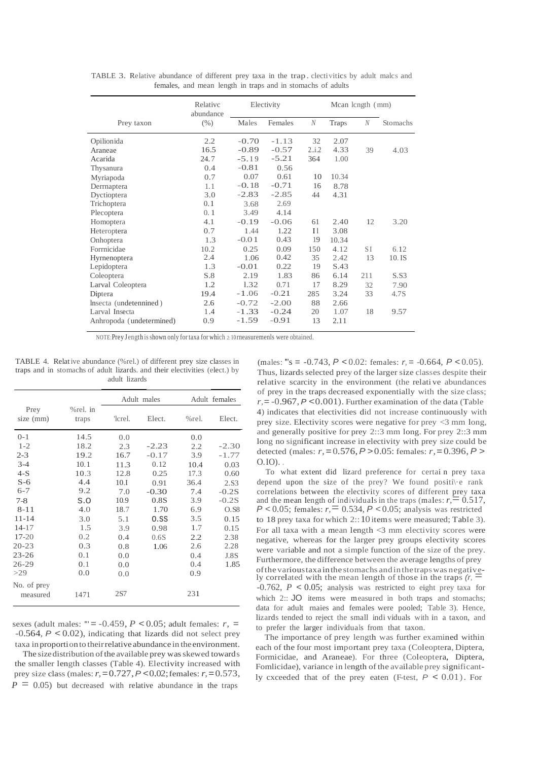TABLE 3. Relative abundance of different prey taxa in the trap. electivitics by adult malcs and females, and mean length in traps and in stomachs of adults

| Prey taxon | Relativc abundance (%) | Electivity | | Mcan lcngth (mm) | | | |
|---|---|---|---|---|---|---|---|
| | | Males | Females | $N$ | Traps | $N$ | Stomachs |
| Opilionida | 2.2 | -0.70 | -1.13 | 32 | 2.07 | | |
| Araneae | 16.5 | -0.89 | -0.57 | 2..i.2 | 4.33 | 39 | 4.03 |
| Acarida | 24.7 | -5.19 | -5.21 | 364 | 1.00 | | |
| Thysanura | 0.4 | -0.81 | 0.56 | | | | |
| Myriapoda | 0.7 | 0.07 | 0.61 | 10 | 10.34 | | |
| Dermaptera | 1.1 | -0.18 | -0.71 | 16 | 8.78 | | |
| Dyctioptera | 3.0 | -2.83 | -2.85 | 44 | 4.31 | | |
| Trichoptera | 0.1 | 3.68 | 2.69 | | | | |
| Plecoptera | 0.1 | 3.49 | 4.14 | | | | |
| Homoptera | 4.1 | -0.19 | -0.06 | 61 | 2.40 | 12 | 3.20 |
| Heteroptera | 0.7 | 1.44 | 1.22 | I1 | 3.08 | | |
| Onhoptera | 1.3 | -0.01 | 0.43 | 19 | 10.34 | | |
| Formicidae | 10.2 | 0.25 | 0.09 | 150 | 4.12 | SI | 6.12 |
| Hymenoptera | 2.4 | 1.06 | 0.42 | 35 | 2.42 | 13 | 10.IS |
| Lepidoptera | 1.3 | -0.01 | 0.22 | 19 | S.43 | | |
| Coleoptera | S.8 | 2.19 | 1.83 | 86 | 6.14 | 211 | S.S3 |
| Larval Coleoptera | 1.2 | 1.32 | 0.71 | 17 | 8.29 | 32 | 7.90 |
| Diptera | 19.4 | -1.06 | -0.21 | 285 | 3.24 | 33 | 4.7S |
| Insecta (undetennined) | 2.6 | -0.72 | -2.00 | 88 | 2.66 | | |
| Larval Insecta | 1.4 | -1.33 | -0.24 | 20 | 1.07 | 18 | 9.57 |
| Anhropoda (undetermined) | 0.9 | -1.59 | -0.91 | 13 | 2.11 | | |

NOTE: Prey length is shown only for taxa for which ≥10 measurements were obtained.

TABLE 4. Relative abundance (%rel.) of different prey size classes in traps and in stomachs of adult lizards. and their electivities (elect.) by adult lizards

| Prey size (mm) | %rel. in traps | Adult males | | Adult females | |
|---|---|---|---|---|---|
| | | %rel. | Elect. | %rel. | Elect. |
| 0-1 | 14.5 | 0.0 | | 0.0 | |
| 1-2 | 18.2 | 2.3 | -2.23 | 2.2 | -2.30 |
| 2-3 | 19.2 | 16.7 | -0.17 | 3.9 | -1.77 |
| 3-4 | 10.1 | 11.3 | 0.12 | 10.4 | 0.03 |
| 4-S | 10.3 | 12.8 | 0.25 | 17.3 | 0.60 |
| S-6 | 4.4 | 10.I | 0.91 | 36.4 | 2.S3 |
| 6-7 | 9.2 | 7.0 | -0.30 | 7.4 | -0.2S |
| 7-8 | S.O | 10.9 | 0.8S | 3.9 | -0.2S |
| 8-11 | 4.0 | 18.7 | 1.70 | 6.9 | O.S8 |
| 11-14 | 3.0 | 5.1 | 0.SS | 3.5 | 0.15 |
| 14-17 | 1.5 | 3.9 | 0.98 | 1.7 | 0.15 |
| 17-20 | 0.2 | 0.4 | 0.6S | 2.2 | 2.38 |
| 20-23 | 0.3 | 0.8 | 1.06 | 2.6 | 2.28 |
| 23-26 | 0.1 | 0.0 | | 0.4 | J.8S |
| 26-29 | 0.1 | 0.0 | | 0.4 | 1.85 |
| >29 | 0.0 | 0.0 | | 0.9 | |
| No. of prey measured | 1471 | 2S7 | | 231 | |

sexes (adult males: $r_s = -0.459$, $P < 0.05$; adult females: $r_s = -0.564$, $P < 0.02$), indicating that lizards did not select prey taxa in proportion to their relative abundance in the environment.

The size distribution of the available prey was skewed towards the smaller length classes (Table 4). Electivity increased with prey size class (males: $r_s = 0.727$, $P < 0.02$; females: $r_s = 0.573$, $P = 0.05$) but decreased with relative abundance in the traps (males: $r_s = -0.743$, $P < 0.02$: females: $r_s = -0.664$, $P < 0.05$). Thus, lizards selected prey of the larger size classes despite their relative scarcity in the environment (the relative abundances of prey in the traps decreased exponentially with the size class; $r_s = -0.967$, $P < 0.001$). Further examination of the data (Table 4) indicates that electivities did not increase continuously with prey size. Electivity scores were negative for prey <3 mm long, and generally positive for prey ≥3 mm long. For prey ≥3 mm long no significant increase in electivity with prey size could be detected (males: $r_s = 0.576$, $P > 0.05$: females: $r_s = 0.396$, $P > 0.10$).

To what extent did lizard preference for certain prey taxa depend upon the size of the prey? We found positive rank correlations between the electivity scores of different prey taxa and the mean length of individuals in the traps (males: $r_s = 0.517$, $P < 0.05$; females: $r_s = 0.534$, $P < 0.05$; analysis was restricted to 18 prey taxa for which ≥10 items were measured; Table 3). For all taxa with a mean length <3 mm electivity scores were negative, whereas for the larger prey groups electivity scores were variable and not a simple function of the size of the prey. Furthermore, the difference between the average lengths of prey of the various taxa in the stomachs and in the traps was negatively correlated with the mean length of those in the traps ($r_s = -0.762$, $P < 0.05$; analysis was restricted to eight prey taxa for which ≥10 items were measured in both traps and stomachs; data for adult males and females were pooled; Table 3). Hence, lizards tended to reject the small individuals within a taxon, and to prefer the larger individuals from that taxon.

The importance of prey length was further examined within each of the four most important prey taxa (Coleoptera, Diptera, Formicidae, and Araneae). For three (Coleoptera, Diptera, Formicidae), variance in length of the available prey significantly exceeded that of the prey eaten (F-test, $P < 0.01$). For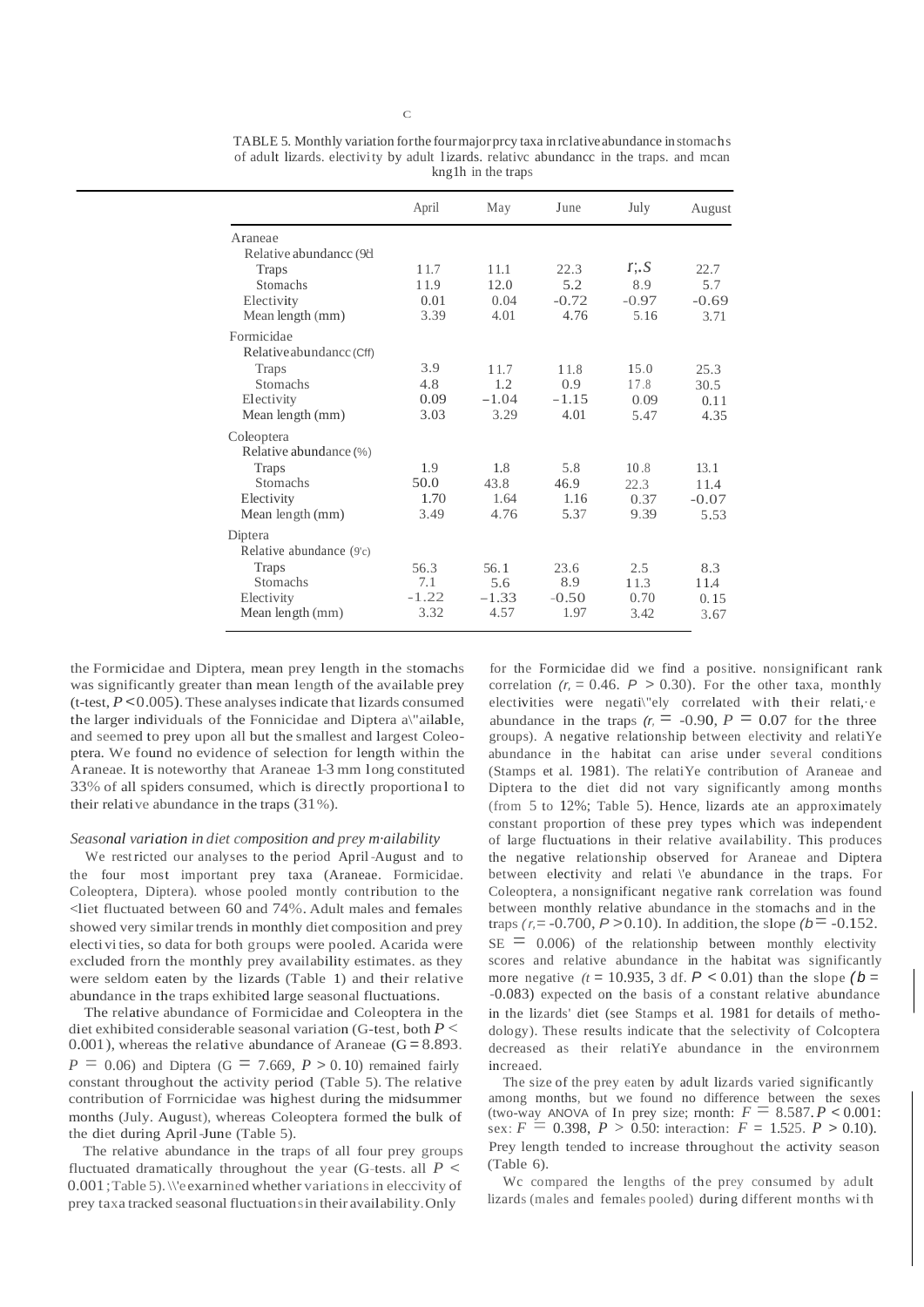TABLE 5. Monthly variation for the four major prey taxa in relative abundance in stomachs of adult lizards. electivity by adult lizards. relative abundance in the traps. and mean length in the traps

| | April | May | June | July | August |
|---|---|---|---|---|---|
| Araneae | | | | | |
| Relative abundance (%) | | | | | |
| Traps | 11.7 | 11.1 | 22.3 | r;.S | 22.7 |
| Stomachs | 11.9 | 12.0 | 5.2 | 8.9 | 5.7 |
| Electivity | 0.01 | 0.04 | −0.72 | −0.97 | −0.69 |
| Mean length (mm) | 3.39 | 4.01 | 4.76 | 5.16 | 3.71 |
| Formicidae | | | | | |
| Relative abundance (%) | | | | | |
| Traps | 3.9 | 11.7 | 11.8 | 15.0 | 25.3 |
| Stomachs | 4.8 | 1.2 | 0.9 | 17.8 | 30.5 |
| Electivity | 0.09 | −1.04 | −1.15 | 0.09 | 0.11 |
| Mean length (mm) | 3.03 | 3.29 | 4.01 | 5.47 | 4.35 |
| Coleoptera | | | | | |
| Relative abundance (%) | | | | | |
| Traps | 1.9 | 1.8 | 5.8 | 10.8 | 13.1 |
| Stomachs | 50.0 | 43.8 | 46.9 | 22.3 | 11.4 |
| Electivity | 1.70 | 1.64 | 1.16 | 0.37 | −0.07 |
| Mean length (mm) | 3.49 | 4.76 | 5.37 | 9.39 | 5.53 |
| Diptera | | | | | |
| Relative abundance (%) | | | | | |
| Traps | 56.3 | 56.1 | 23.6 | 2.5 | 8.3 |
| Stomachs | 7.1 | 5.6 | 8.9 | 11.3 | 11.4 |
| Electivity | −1.22 | −1.33 | −0.50 | 0.70 | 0.15 |
| Mean length (mm) | 3.32 | 4.57 | 1.97 | 3.42 | 3.67 |

the Formicidae and Diptera, mean prey length in the stomachs was significantly greater than mean length of the available prey (t-test, $P < 0.005$). These analyses indicate that lizards consumed the larger individuals of the Formicidae and Diptera available, and seemed to prey upon all but the smallest and largest Coleoptera. We found no evidence of selection for length within the Araneae. It is noteworthy that Araneae 1-3 mm long constituted 33% of all spiders consumed, which is directly proportional to their relative abundance in the traps (31%).

*Seasonal variation in diet composition and prey availability*

We restricted our analyses to the period April-August and to the four most important prey taxa (Araneae. Formicidae. Coleoptera, Diptera). whose pooled montly contribution to the diet fluctuated between 60 and 74%. Adult males and females showed very similar trends in monthly diet composition and prey electivities, so data for both groups were pooled. Acarida were excluded from the monthly prey availability estimates. as they were seldom eaten by the lizards (Table 1) and their relative abundance in the traps exhibited large seasonal fluctuations.

The relative abundance of Formicidae and Coleoptera in the diet exhibited considerable seasonal variation (G-test, both $P <$ 0.001), whereas the relative abundance of Araneae ($G = 8.893$. $P = 0.06$) and Diptera ($G = 7.669$, $P > 0.10$) remained fairly constant throughout the activity period (Table 5). The relative contribution of Formicidae was highest during the midsummer months (July. August), whereas Coleoptera formed the bulk of the diet during April-June (Table 5).

The relative abundance in the traps of all four prey groups fluctuated dramatically throughout the year (G-tests. all $P <$ 0.001; Table 5). We examined whether variations in electivity of prey taxa tracked seasonal fluctuations in their availability. Only for the Formicidae did we find a positive. nonsignificant rank correlation ($r_s = 0.46$. $P > 0.30$). For the other taxa, monthly electivities were negatively correlated with their relative abundance in the traps ($r_s = -0.90$, $P = 0.07$ for the three groups). A negative relationship between electivity and relative abundance in the habitat can arise under several conditions (Stamps et al. 1981). The relative contribution of Araneae and Diptera to the diet did not vary significantly among months (from 5 to 12%; Table 5). Hence, lizards ate an approximately constant proportion of these prey types which was independent of large fluctuations in their relative availability. This produces the negative relationship observed for Araneae and Diptera between electivity and relative abundance in the traps. For Coleoptera, a nonsignificant negative rank correlation was found between monthly relative abundance in the stomachs and in the traps ($r_s = -0.700$, $P > 0.10$). In addition, the slope ($b = -0.152$. $SE = 0.006$) of the relationship between monthly electivity scores and relative abundance in the habitat was significantly more negative ($t = 10.935$, 3 df. $P < 0.01$) than the slope ($b = -0.083$) expected on the basis of a constant relative abundance in the lizards' diet (see Stamps et al. 1981 for details of methodology). These results indicate that the selectivity of Coleoptera decreased as their relative abundance in the environment increaed.

The size of the prey eaten by adult lizards varied significantly among months, but we found no difference between the sexes (two-way ANOVA of ln prey size; month: $F = 8.587$. $P < 0.001$: sex: $F = 0.398$, $P > 0.50$: interaction: $F = 1.525$. $P > 0.10$). Prey length tended to increase throughout the activity season (Table 6).

We compared the lengths of the prey consumed by adult lizards (males and females pooled) during different months with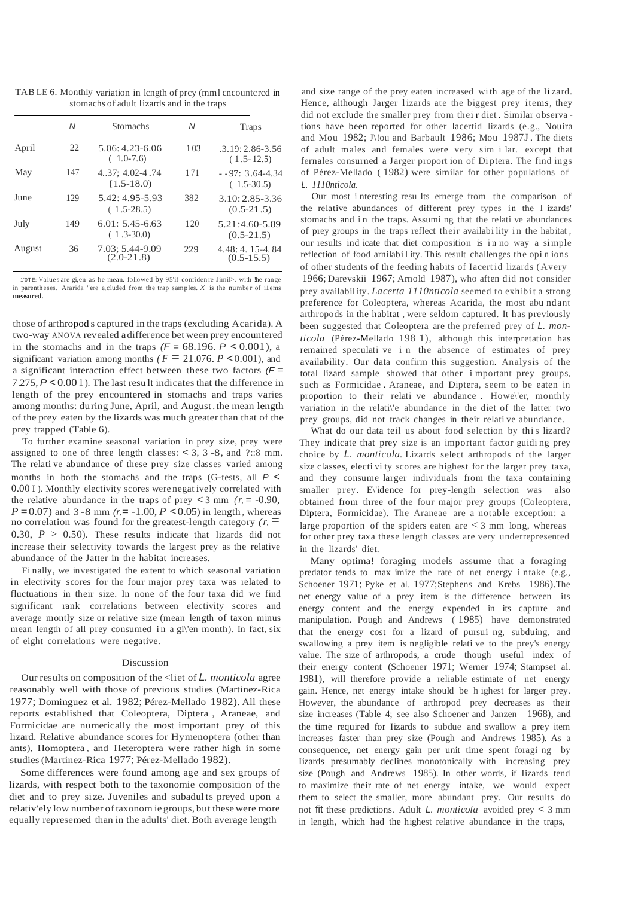TABLE 6. Monthly variation in length of prey (mm) encountered in stomachs of adult lizards and in the traps

| | $N$ | Stomachs | $N$ | Traps |
|---|---|---|---|---|
| April | 22 | 5.06: 4.23-6.06 (1.0-7.6) | 103 | .3.19: 2.86-3.56 (1.5-12.5) |
| May | 147 | 4..37; 4.02-4.74 {1.5-18.0) | 171 | - -97: 3.64-4.34 (1.5-30.5) |
| June | 129 | 5.42: 4.95-5.93 (1.5-28.5) | 382 | 3.10: 2.85-3.36 (0.5-21.5) |
| July | 149 | 6.01: 5.45-6.63 (1.3-30.0) | 120 | 5.21:4.60-5.89 (0.5-21.5) |
| August | 36 | 7.03; 5.44-9.09 (2.0-21.8) | 229 | 4.48: 4. 15-4. 84 (0.5-15.5) |

1'OTE: Values are gi,en as the mean. followed by 95'if confidenre Jimil>. with the range in parentheses. Ararida "ere e,cluded from the trap samples. $X$ is the number of i1ems **measured**.

those of arthropods captured in the traps (excluding Acarida). A two-way ANOVA revealed a difference between prey encountered in the stomachs and in the traps ($F = 68.196$. $P < 0.001$), a significant variation among months ($F = 21.076$. $P < 0.001$), and a significant interaction effect between these two factors ($F = 7.275$, $P < 0.001$). The last result indicates that the difference in length of the prey encountered in stomachs and traps varies among months: during June, April, and August. the mean length of the prey eaten by the lizards was much greater than that of the prey trapped (Table 6).

To further examine seasonal variation in prey size, prey were assigned to one of three length classes: < 3, 3-8, and ?::8 mm. The relative abundance of these prey size classes varied among months in both the stomachs and the traps (G-tests, all $P < 0.001$). Monthly electivity scores were negatively correlated with the relative abundance in the traps of prey < 3 mm ($r_s = -0.90$, $P = 0.07$) and 3-8 mm ($r_s = -1.00$, $P < 0.05$) in length, whereas no correlation was found for the greatest-length category ($r_s = 0.30$, $P > 0.50$). These results indicate that lizards did not increase their selectivity towards the largest prey as the relative abundance of the Jatter in the habitat increases.

Finally, we investigated the extent to which seasonal variation in electivity scores for the four major prey taxa was related to fluctuations in their size. In none of the four taxa did we find significant rank correlations between electivity scores and average montly size or relative size (mean length of taxon minus mean length of all prey consumed in a gi\'en month). In fact, six of eight correlations were negative.

## Discussion

Our results on composition of the <liet of *L. monticola* agree reasonably well with those of previous studies (Martinez-Rica 1977; Dominguez et al. 1982; Pérez-Mellado 1982). All these reports established that Coleoptera, Diptera, Araneae, and Formicidae are numerically the most important prey of this lizard. Relative abundance scores for Hymenoptera (other than ants), Homoptera, and Heteroptera were rather high in some studies (Martinez-Rica 1977; Pérez-Mellado 1982).

Some differences were found among age and sex groups of lizards, with respect both to the taxonomic composition of the diet and to prey size. Juveniles and subadults preyed upon a relativ'ely low number of taxonomic groups, but these were more equally represemed than in the adults' diet. Both average length and size range of the prey eaten increased with age of the lizard. Hence, although Jarger lizards ate the biggest prey items, they did not exclude the smaller prey from their diet. Similar observations have been reported for other lacertid lizards (e.g., Nouira and Mou 1982; J\!ou and Barbault 1986; Mou 1987J. The diets of adult males and females were very sim i lar. except that fernales consurned a Jarger proportion of Diptera. The findings of Pérez-Mellado (1982) were similar for other populations of *L. 1110nticola.*

Our most interesting results emerge from the comparison of the relative abundances of different prey types in the lizards' stomachs and in the traps. Assuming that the relative abundances of prey groups in the traps reflect their availability in the habitat, our results indicate that diet composition is in no way a simple reflection of food arnilability. This result challenges the opinions of other students of the feeding habits of Iacertid lizards (Avery 1966; Darevskii 1967; Arnold 1987), who aften did not consider prey availability. *Lacerta 1110nticola* seemed to exhibit a strong preference for Coleoptera, whereas Acarida, the most abundant arthropods in the habitat, were seldom captured. It has previously been suggested that Coleoptera are the preferred prey of *L. monticola* (Pérez-Mellado 1981), although this interpretation has remained speculative in the absence of estimates of prey availability. Our data confirm this suggestion. Analysis of the total lizard sample showed that other important prey groups, such as Formicidae. Araneae, and Diptera, seem to be eaten in proportion to their relative abundance. Howe\'er, monthly variation in the relati\'e abundance in the diet of the latter two prey groups, did not track changes in their relative abundance.

What do our data teil us about food selection by this lizard? They indicate that prey size is an important factor guiding prey choice by *L. monticola.* Lizards select arthropods of the larger size classes, electivity scores are highest for the larger prey taxa, and they consume larger individuals from the taxa containing smaller prey. E\'idence for prey-length selection was also obtained from three of the four major prey groups (Coleoptera, Diptera, Formicidae). The Araneae are a notable exception: a large proportion of the spiders eaten are < 3 mm long, whereas for other prey taxa these length classes are very underrepresented in the lizards' diet.

Many optima! foraging models assume that a foraging predator tends to maximize the rate of net energy intake (e.g., Schoener 1971; Pyke et al. 1977; Stephens and Krebs 1986). The net energy value of a prey item is the difference between its energy content and the energy expended in its capture and manipulation. Pough and Andrews (1985) have demonstrated that the energy cost for a lizard of pursuing, subduing, and swallowing a prey item is negligible relative to the prey's energy value. The size of arthropods, a crude though useful index of their energy content (Schoener 1971; Werner 1974; Stampset al. 1981), will therefore provide a reliable estimate of net energy gain. Hence, net energy intake should be highest for larger prey. However, the abundance of arthropod prey decreases as their size increases (Table 4; see also Schoener and Janzen 1968), and the time required for Iizards to subdue and swallow a prey item increases faster than prey size (Pough and Andrews 1985). As a consequence, net energy gain per unit time spent foraging by Iizards presumably declines monotonically with increasing prey size (Pough and Andrews 1985). In other words, if Iizards tend to maximize their rate of net energy intake, we would expect them to select the smaller, more abundant prey. Our results do not fit these predictions. Adult *L. monticola* avoided prey < 3 mm in length, which had the highest relative abundance in the traps,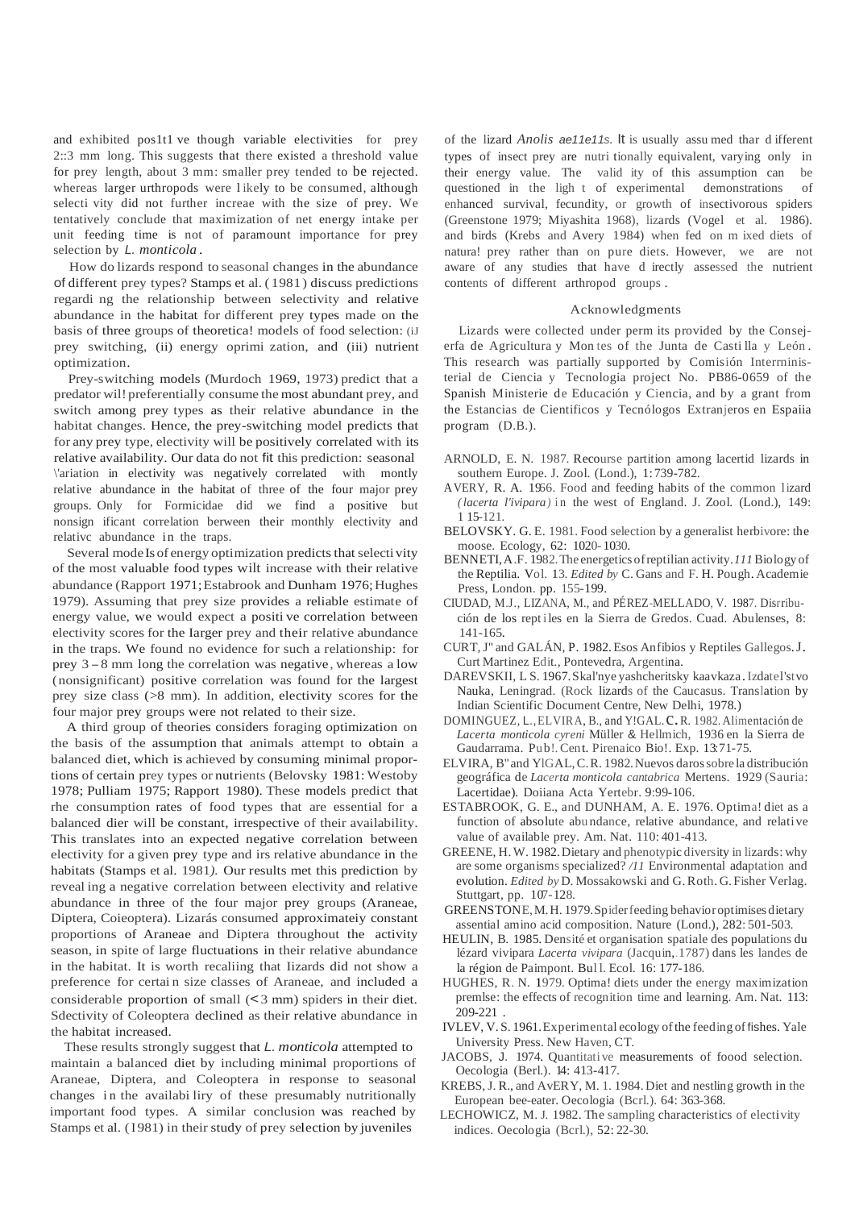and exhibited pos1t1 ve though variable electivities for prey 2::3 mm long. This suggests that there existed a threshold value for prey length, about 3 mm: smaller prey tended to be rejected. whereas larger urthropods were l ikely to be consumed, although selecti vity did not further increae with the size of prey. We tentatively conclude that maximization of net energy intake per unit feeding time is not of paramount importance for prey selection by *L. monticola*.

How do lizards respond to seasonal changes in the abundance of different prey types? Stamps et al. (1981) discuss predictions regardi ng the relationship between selectivity and relative abundance in the habitat for different prey types made on the basis of three groups of theoretica! models of food selection: (iJ prey switching, (ii) energy oprimi zation, and (iii) nutrient optimization.

Prey-switching models (Murdoch 1969, 1973) predict that a predator wil! preferentially consume the most abundant prey, and switch among prey types as their relative abundance in the habitat changes. Hence, the prey-switching model predicts that for any prey type, electivity will be positively correlated with its relative availability. Our data do not fit this prediction: seasonal \ariation in electivity was negatively correlated with montly relative abundance in the habitat of three of the four major prey groups. Only for Formicidae did we find a positive but nonsign ificant correlation berween their monthly electivity and relativc abundance in the traps.

Several modeIs of energy optimization predicts that selecti vity of the most valuable food types wilt increase with their relative abundance (Rapport 1971; Estabrook and Dunham 1976; Hughes 1979). Assuming that prey size provides a reliable estimate of energy value, we would expect a positi ve correlation between electivity scores for the Iarger prey and their relative abundance in the traps. We found no evidence for such a relationship: for prey 3 – 8 mm long the correlation was negative, whereas a low (nonsignificant) positive correlation was found for the largest prey size class (>8 mm). In addition, electivity scores for the four major prey groups were not related to their size.

A third group of theories considers foraging optimization on the basis of the assumption that animals attempt to obtain a balanced diet, which is achieved by consuming minimal proportions of certain prey types or nutrients (Belovsky 1981: Westoby 1978; Pulliam 1975; Rapport 1980). These models predict that rhe consumption rates of food types that are essential for a balanced dier will be constant, irrespective of their availability. This translates into an expected negative correlation between electivity for a given prey type and irs relative abundance in the habitats (Stamps et al. 1981). Our results met this prediction by reveal ing a negative correlation between electivity and relative abundance in three of the four major prey groups (Araneae, Diptera, Coieoptera). Lizarás consumed approximateiy constant proportions of Araneae and Diptera throughout the activity season, in spite of large fluctuations in their relative abundance in the habitat. It is worth recaliing that Iizards did not show a preference for certai n size classes of Araneae, and included a considerable proportion of small (< 3 mm) spiders in their diet. Sdectivity of Coleoptera declined as their relative abundance in the habitat increased.

These results strongly suggest that *L. monticola* attempted to maintain a balanced diet by including minimal proportions of Araneae, Diptera, and Coleoptera in response to seasonal changes in the availabi liry of these presumably nutritionally important food types. A similar conclusion was reached by Stamps et al. (1981) in their study of prey selection by juveniles of the lizard *Anolis ae11e11s*. It is usually assu med thar d ifferent types of insect prey are nutri tionally equivalent, varying only in their energy value. The valid ity of this assumption can be questioned in the ligh t of experimental demonstrations of enhanced survival, fecundity, or growth of insectivorous spiders (Greenstone 1979; Miyashita 1968), lizards (Vogel et al. 1986). and birds (Krebs and Avery 1984) when fed on m ixed diets of natura! prey rather than on pure diets. However, we are not aware of any studies that have d irectly assessed the nutrient contents of different arthropod groups.

## Acknowledgments

Lizards were collected under perm its provided by the Consejerfa de Agricultura y Mon tes of the Junta de Casti lla y León. This research was partially supported by Comisión Interministerial de Ciencia y Tecnologia project No. PB86-0659 of the Spanish Ministerie de Educación y Ciencia, and by a grant from the Estancias de Cientificos y Tecnólogos Extranjeros en Espaiia program (D.B.).

ARNOLD, E. N. 1987. Recourse partition among lacertid lizards in southern Europe. J. Zool. (Lond.), 1: 739-782.

AVERY, R. A. 1966. Food and feeding habits of the common lizard *(lacerta l'ivipara)* in the west of England. J. Zool. (Lond.), 149: 1 15-121.

BELOVSKY. G. E. 1981. Food selection by a generalist herbivore: the moose. Ecology, 62: 1020-1030.

BENNETI, A.F. 1982. The energetics of reptilian activity. *111* Biology of the Reptilia. Vol. 13. *Edited by* C. Gans and F. H. Pough. Academie Press, London. pp. 155-199.

CIUDAD, M.J., LIZANA, M., and PÉREZ-MELLADO, V. 1987. Disrribución de los rept iles en la Sierra de Gredos. Cuad. Abulenses, 8: 141-165.

CURT, J" and GALÁN, P. 1982. Esos Anfibios y Reptiles Gallegos. J. Curt Martinez Edit., Pontevedra, Argentina.

DAREVSKII, L S. 1967. Skal'nye yashcheritsky kaavkaza. Izdatel'stvo Nauka, Leningrad. (Rock lizards of the Caucasus. Translation by Indian Scientific Document Centre, New Delhi, 1978.)

DOMINGUEZ, L., ELVIRA, B., and Y!GAL. C. R. 1982. Alimentación de *Lacerta monticola cyreni* Müller & Hellmich, 1936 en la Sierra de Gaudarrama. Pub!. Cent. Pirenaico Bio!. Exp. 13: 71-75.

ELVIRA, B" and YIGAL, C. R. 1982. Nuevos daros sobre la distribución geográfica de *Lacerta monticola cantabrica* Mertens. 1929 (Sauria: Lacertidae). Doiiana Acta Yertebr. 9: 99-106.

ESTABROOK, G. E., and DUNHAM, A. E. 1976. Optima! diet as a function of absolute abundance, relative abundance, and relative value of available prey. Am. Nat. 110: 401-413.

GREENE, H. W. 1982. Dietary and phenotypic diversity in lizards: why are some organisms specialized? */11* Environmental adaptation and evolution. *Edited by* D. Mossakowski and G. Roth. G. Fisher Verlag. Stuttgart, pp. 107-128.

GREENSTONE, M. H. 1979. Spider feeding behavior optimises dietary assential amino acid composition. Nature (Lond.), 282: 501-503.

HEULIN, B. 1985. Densité et organisation spatiale des populations du lézard vivipara *Lacerta vivipara* (Jacquin, 1787) dans les landes de la région de Paimpont. Bul l. Ecol. 16: 177-186.

HUGHES, R. N. 1979. Optima! diets under the energy maximization premlse: the effects of recognition time and learning. Am. Nat. 113: 209-221.

IVLEV, V. S. 1961. Experimental ecology of the feeding of fishes. Yale University Press. New Haven, CT.

JACOBS, J. 1974. Quantitative measurements of foood selection. Oecologia (Berl.). 14: 413-417.

KREBS, J. R., and AvERY, M. 1. 1984. Diet and nestling growth in the European bee-eater. Oecologia (Bcrl.). 64: 363-368.

LECHOWICZ, M. J. 1982. The sampling characteristics of electivity indices. Oecologia (Bcrl.), 52: 22-30.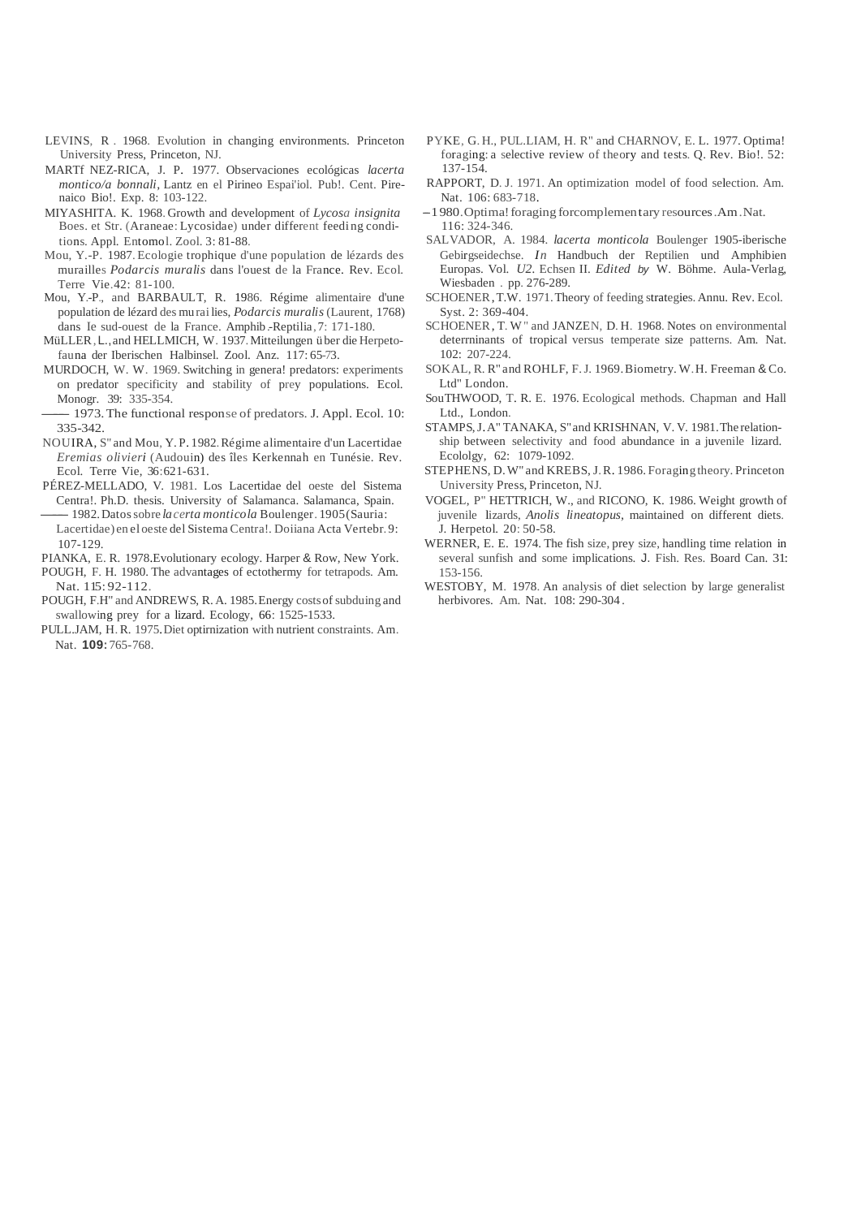LEVINS, R. 1968. Evolution in changing environments. Princeton University Press, Princeton, NJ.

MARTf NEZ-RICA, J. P. 1977. Observaciones ecológicas *lacerta montico/a bonnali*, Lantz en el Pirineo Espai'iol. Pub!. Cent. Pirenaico Bio!. Exp. 8: 103-122.

MIYASHITA. K. 1968. Growth and development of *Lycosa insignita* Boes. et Str. (Araneae: Lycosidae) under different feeding conditions. Appl. Entomol. Zool. 3: 81-88.

Mou, Y.-P. 1987. Ecologie trophique d'une population de lézards des murailles *Podarcis muralis* dans l'ouest de la France. Rev. Ecol. Terre Vie. 42: 81-100.

Mou, Y.-P., and BARBAULT, R. 1986. Régime alimentaire d'une population de lézard des murailles, *Podarcis muralis* (Laurent, 1768) dans le sud-ouest de la France. Amphib.-Reptilia, 7: 171-180.

MüLLER, L., and HELLMICH, W. 1937. Mitteilungen über die Herpetofauna der Iberischen Halbinsel. Zool. Anz. 117: 65-73.

MURDOCH, W. W. 1969. Switching in genera! predators: experiments on predator specificity and stability of prey populations. Ecol. Monogr. 39: 335-354.

—— 1973. The functional response of predators. J. Appl. Ecol. 10: 335-342.

NOUIRA, S" and Mou, Y. P. 1982. Régime alimentaire d'un Lacertidae *Eremias olivieri* (Audouin) des îles Kerkennah en Tunésie. Rev. Ecol. Terre Vie, 36: 621-631.

PÉREZ-MELLADO, V. 1981. Los Lacertidae del oeste del Sistema Centra!. Ph.D. thesis. University of Salamanca. Salamanca, Spain.

—— 1982. Datos sobre *lacerta monticola* Boulenger. 1905 (Sauria: Lacertidae) en el oeste del Sistema Centra!. Doiiana Acta Vertebr. 9: 107-129.

PIANKA, E. R. 1978. Evolutionary ecology. Harper & Row, New York.

POUGH, F. H. 1980. The advantages of ectothermy for tetrapods. Am. Nat. 115: 92-112.

POUGH, F.H" and ANDREWS, R. A. 1985. Energy costs of subduing and swallowing prey for a lizard. Ecology, 66: 1525-1533.

PULL.JAM, H. R. 1975. Diet optirnization with nutrient constraints. Am. Nat. **109**: 765-768.

PYKE, G. H., PUL.LIAM, H. R" and CHARNOV, E. L. 1977. Optima! foraging: a selective review of theory and tests. Q. Rev. Bio!. 52: 137-154.

RAPPORT, D. J. 1971. An optimization model of food selection. Am. Nat. 106: 683-718.

—1980. Optima! foraging for complementary resources. Am. Nat. 116: 324-346.

SALVADOR, A. 1984. *lacerta monticola* Boulenger 1905-iberische Gebirgseidechse. *In* Handbuch der Reptilien und Amphibien Europas. Vol. *U2*. Echsen II. *Edited by* W. Böhme. Aula-Verlag, Wiesbaden. pp. 276-289.

SCHOENER, T.W. 1971. Theory of feeding strategies. Annu. Rev. Ecol. Syst. 2: 369-404.

SCHOENER, T. W" and JANZEN, D. H. 1968. Notes on environmental deterrninants of tropical versus temperate size patterns. Am. Nat. 102: 207-224.

SOKAL, R. R" and ROHLF, F. J. 1969. Biometry. W. H. Freeman & Co. Ltd" London.

SouTHWOOD, T. R. E. 1976. Ecological methods. Chapman and Hall Ltd., London.

STAMPS, J. A" TANAKA, S" and KRISHNAN, V. V. 1981. The relationship between selectivity and food abundance in a juvenile lizard. Ecololgy, 62: 1079-1092.

STEPHENS, D. W" and KREBS, J. R. 1986. Foraging theory. Princeton University Press, Princeton, NJ.

VOGEL, P" HETTRICH, W., and RICONO, K. 1986. Weight growth of juvenile lizards, *Anolis lineatopus*, maintained on different diets. J. Herpetol. 20: 50-58.

WERNER, E. E. 1974. The fish size, prey size, handling time relation in several sunfish and some implications. J. Fish. Res. Board Can. 31: 153-156.

WESTOBY, M. 1978. An analysis of diet selection by large generalist herbivores. Am. Nat. 108: 290-304.